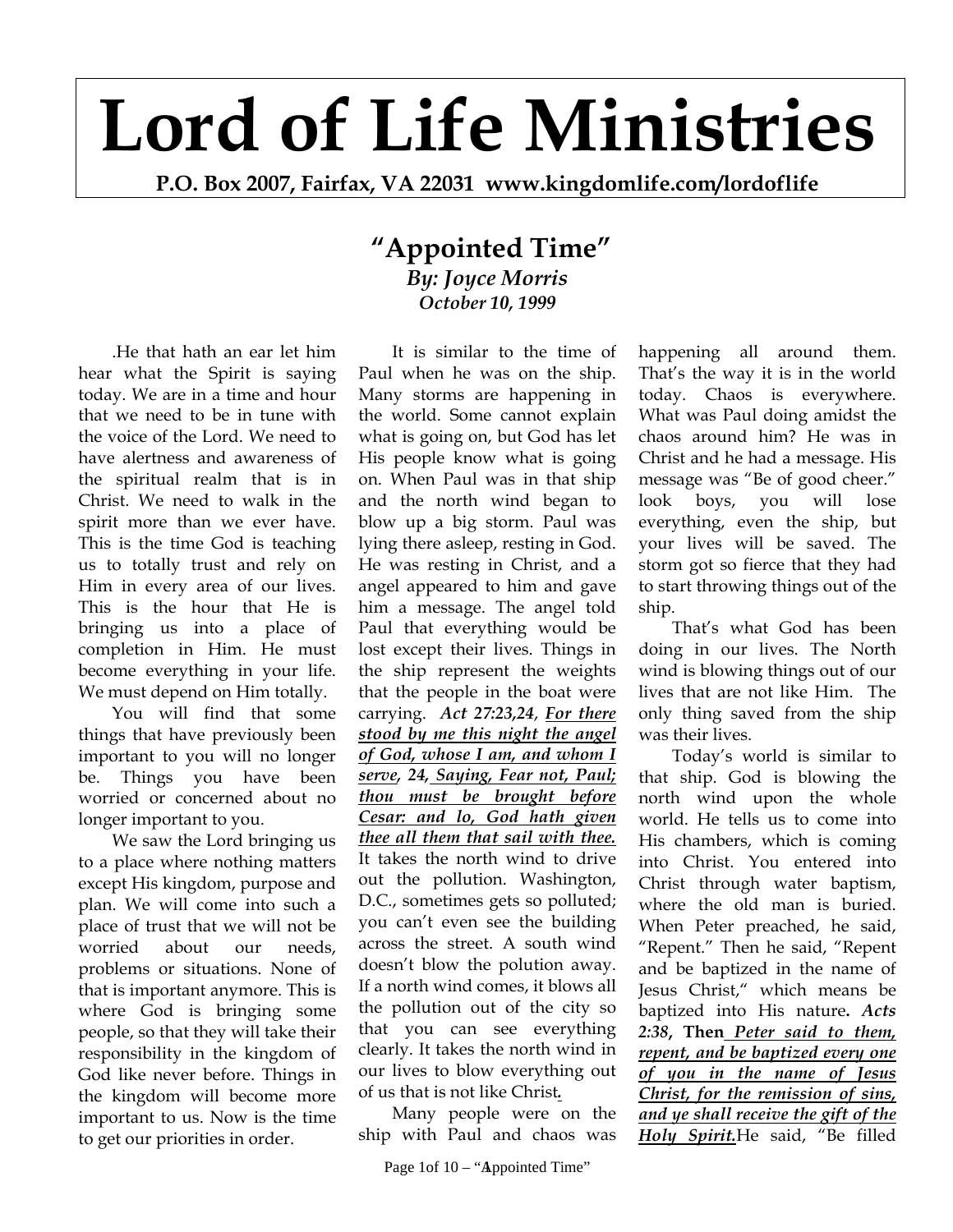# Lord of Life Ministries

**P.O. Box 2007, Fairfax, VA 22031 www.kingdomlife.com/lordoflife**

## "Appointed Time"

***By: Joyce Morris***
***October 10, 1999***

.He that hath an ear let him hear what the Spirit is saying today. We are in a time and hour that we need to be in tune with the voice of the Lord. We need to have alertness and awareness of the spiritual realm that is in Christ. We need to walk in the spirit more than we ever have. This is the time God is teaching us to totally trust and rely on Him in every area of our lives. This is the hour that He is bringing us into a place of completion in Him. He must become everything in your life. We must depend on Him totally.

You will find that some things that have previously been important to you will no longer be. Things you have been worried or concerned about no longer important to you.

We saw the Lord bringing us to a place where nothing matters except His kingdom, purpose and plan. We will come into such a place of trust that we will not be worried about our needs, problems or situations. None of that is important anymore. This is where God is bringing some people, so that they will take their responsibility in the kingdom of God like never before. Things in the kingdom will become more important to us. Now is the time to get our priorities in order.

It is similar to the time of Paul when he was on the ship. Many storms are happening in the world. Some cannot explain what is going on, but God has let His people know what is going on. When Paul was in that ship and the north wind began to blow up a big storm. Paul was lying there asleep, resting in God. He was resting in Christ, and a angel appeared to him and gave him a message. The angel told Paul that everything would be lost except their lives. Things in the ship represent the weights that the people in the boat were carrying. ***Act 27:23,24**, **For there stood by me this night the angel of God, whose I am, and whom I serve**, **24, Saying, Fear not, Paul; thou must be brought before Cesar: and lo, God hath given thee all them that sail with thee.*** It takes the north wind to drive out the pollution. Washington, D.C., sometimes gets so polluted; you can't even see the building across the street. A south wind doesn't blow the polution away. If a north wind comes, it blows all the pollution out of the city so that you can see everything clearly. It takes the north wind in our lives to blow everything out of us that is not like Christ.

Many people were on the ship with Paul and chaos was happening all around them. That's the way it is in the world today. Chaos is everywhere. What was Paul doing amidst the chaos around him? He was in Christ and he had a message. His message was "Be of good cheer." look boys, you will lose everything, even the ship, but your lives will be saved. The storm got so fierce that they had to start throwing things out of the ship.

That's what God has been doing in our lives. The North wind is blowing things out of our lives that are not like Him. The only thing saved from the ship was their lives.

Today's world is similar to that ship. God is blowing the north wind upon the whole world. He tells us to come into His chambers, which is coming into Christ. You entered into Christ through water baptism, where the old man is buried. When Peter preached, he said, "Repent." Then he said, "Repent and be baptized in the name of Jesus Christ," which means be baptized into His nature. ***Acts 2:38*, Then *Peter said to them, repent, and be baptized every one of you in the name of Jesus Christ, for the remission of sins, and ye shall receive the gift of the Holy Spirit.*** He said, "Be filled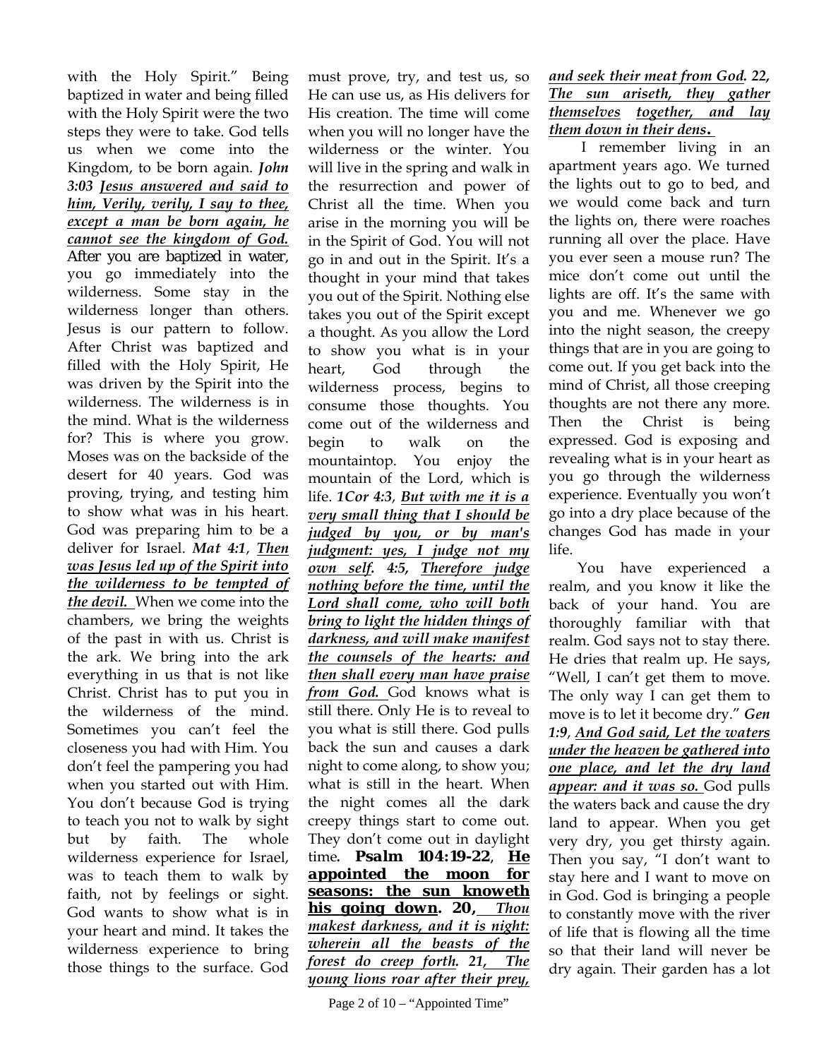with the Holy Spirit." Being baptized in water and being filled with the Holy Spirit were the two steps they were to take. God tells us when we come into the Kingdom, to be born again. ***John 3:03*** ***Jesus answered and said to him, Verily, verily, I say to thee, except a man be born again, he cannot see the kingdom of God.*** After you are baptized in water, you go immediately into the wilderness. Some stay in the wilderness longer than others. Jesus is our pattern to follow. After Christ was baptized and filled with the Holy Spirit, He was driven by the Spirit into the wilderness. The wilderness is in the mind. What is the wilderness for? This is where you grow. Moses was on the backside of the desert for 40 years. God was proving, trying, and testing him to show what was in his heart. God was preparing him to be a deliver for Israel. ***Mat 4:1***, ***Then was Jesus led up of the Spirit into the wilderness to be tempted of the devil.*** When we come into the chambers, we bring the weights of the past in with us. Christ is the ark. We bring into the ark everything in us that is not like Christ. Christ has to put you in the wilderness of the mind. Sometimes you can't feel the closeness you had with Him. You don't feel the pampering you had when you started out with Him. You don't because God is trying to teach you not to walk by sight but by faith. The whole wilderness experience for Israel, was to teach them to walk by faith, not by feelings or sight. God wants to show what is in your heart and mind. It takes the wilderness experience to bring those things to the surface. God must prove, try, and test us, so He can use us, as His delivers for His creation. The time will come when you will no longer have the wilderness or the winter. You will live in the spring and walk in the resurrection and power of Christ all the time. When you arise in the morning you will be in the Spirit of God. You will not go in and out in the Spirit. It's a thought in your mind that takes you out of the Spirit. Nothing else takes you out of the Spirit except a thought. As you allow the Lord to show you what is in your heart, God through the wilderness process, begins to consume those thoughts. You come out of the wilderness and begin to walk on the mountaintop. You enjoy the mountain of the Lord, which is life. ***1Cor 4:3***, ***But with me it is a very small thing that I should be judged by you, or by man's judgment: yes, I judge not my own self. 4:5, Therefore judge nothing before the time, until the Lord shall come, who will both bring to light the hidden things of darkness, and will make manifest the counsels of the hearts: and then shall every man have praise from God.*** God knows what is still there. Only He is to reveal to you what is still there. God pulls back the sun and causes a dark night to come along, to show you; what is still in the heart. When the night comes all the dark creepy things start to come out. They don't come out in daylight time. **Psalm 104:19-22**, **He appointed the moon for seasons: the sun knoweth his going down. 20,** ***Thou makest darkness, and it is night: wherein all the beasts of the forest do creep forth. 21, The young lions roar after their prey, and seek their meat from God. 22, The sun ariseth, they gather themselves together, and lay them down in their dens.***

I remember living in an apartment years ago. We turned the lights out to go to bed, and we would come back and turn the lights on, there were roaches running all over the place. Have you ever seen a mouse run? The mice don't come out until the lights are off. It's the same with you and me. Whenever we go into the night season, the creepy things that are in you are going to come out. If you get back into the mind of Christ, all those creeping thoughts are not there any more. Then the Christ is being expressed. God is exposing and revealing what is in your heart as you go through the wilderness experience. Eventually you won't go into a dry place because of the changes God has made in your life.

You have experienced a realm, and you know it like the back of your hand. You are thoroughly familiar with that realm. God says not to stay there. He dries that realm up. He says, "Well, I can't get them to move. The only way I can get them to move is to let it become dry." ***Gen 1:9***, ***And God said, Let the waters under the heaven be gathered into one place, and let the dry land appear: and it was so.*** God pulls the waters back and cause the dry land to appear. When you get very dry, you get thirsty again. Then you say, "I don't want to stay here and I want to move on in God. God is bringing a people to constantly move with the river of life that is flowing all the time so that their land will never be dry again. Their garden has a lot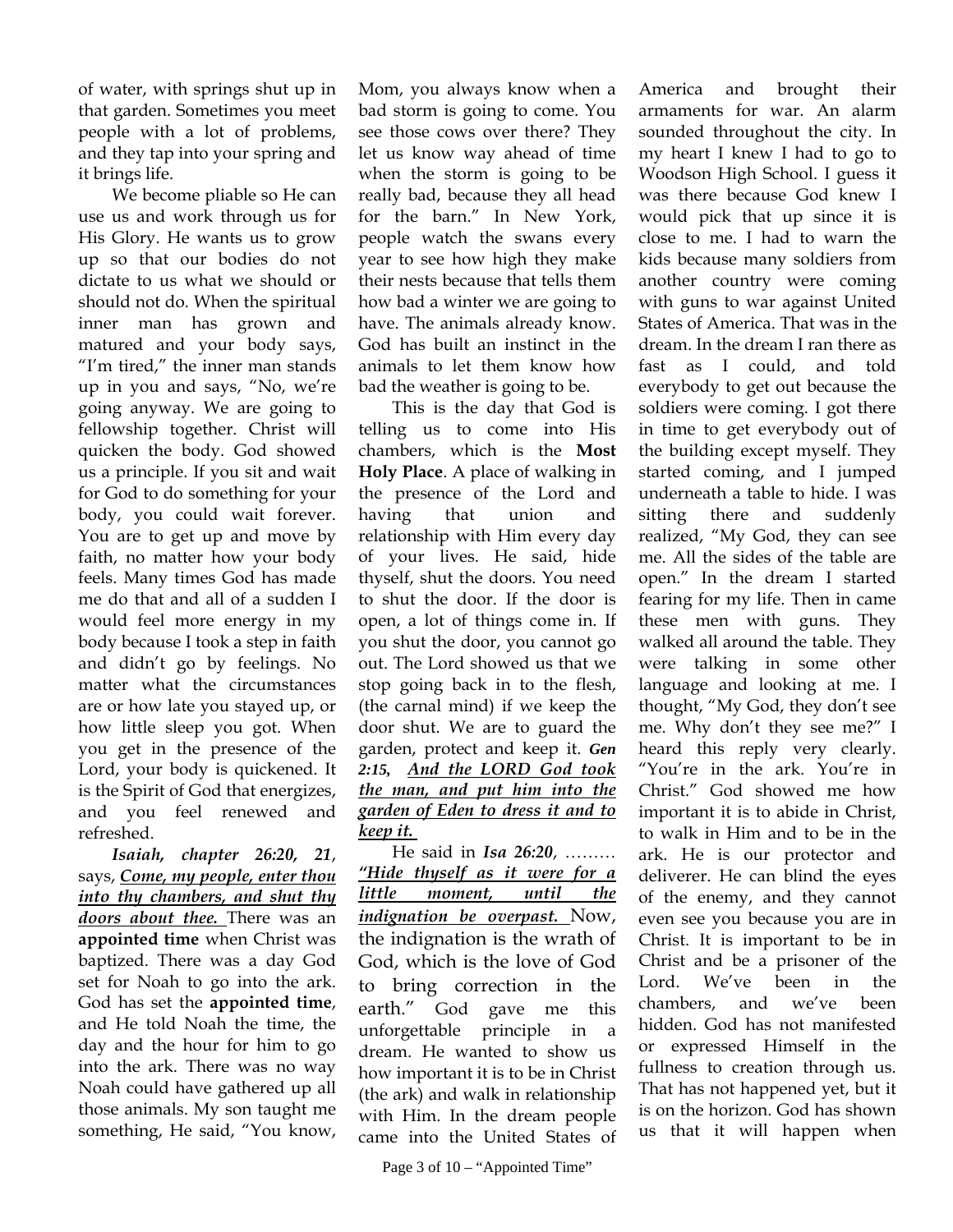of water, with springs shut up in that garden. Sometimes you meet people with a lot of problems, and they tap into your spring and it brings life.

We become pliable so He can use us and work through us for His Glory. He wants us to grow up so that our bodies do not dictate to us what we should or should not do. When the spiritual inner man has grown and matured and your body says, "I'm tired," the inner man stands up in you and says, "No, we're going anyway. We are going to fellowship together. Christ will quicken the body. God showed us a principle. If you sit and wait for God to do something for your body, you could wait forever. You are to get up and move by faith, no matter how your body feels. Many times God has made me do that and all of a sudden I would feel more energy in my body because I took a step in faith and didn't go by feelings. No matter what the circumstances are or how late you stayed up, or how little sleep you got. When you get in the presence of the Lord, your body is quickened. It is the Spirit of God that energizes, and you feel renewed and refreshed.

***Isaiah, chapter 26:20, 21***, says, ***<u>Come, my people, enter thou into thy chambers, and shut thy doors about thee.</u>*** There was an **appointed time** when Christ was baptized. There was a day God set for Noah to go into the ark. God has set the **appointed time**, and He told Noah the time, the day and the hour for him to go into the ark. There was no way Noah could have gathered up all those animals. My son taught me something, He said, "You know, Mom, you always know when a bad storm is going to come. You see those cows over there? They let us know way ahead of time when the storm is going to be really bad, because they all head for the barn." In New York, people watch the swans every year to see how high they make their nests because that tells them how bad a winter we are going to have. The animals already know. God has built an instinct in the animals to let them know how bad the weather is going to be.

This is the day that God is telling us to come into His chambers, which is the **Most Holy Place**. A place of walking in the presence of the Lord and having that union and relationship with Him every day of your lives. He said, hide thyself, shut the doors. You need to shut the door. If the door is open, a lot of things come in. If you shut the door, you cannot go out. The Lord showed us that we stop going back in to the flesh, (the carnal mind) if we keep the door shut. We are to guard the garden, protect and keep it. ***Gen 2:15, <u>And the LORD God took the man, and put him into the garden of Eden to dress it and to keep it.</u>***

He said in ***Isa 26:20***, ……… ***<u>"Hide thyself as it were for a little moment, until the indignation be overpast.</u>*** Now, the indignation is the wrath of God, which is the love of God to bring correction in the earth." God gave me this unforgettable principle in a dream. He wanted to show us how important it is to be in Christ (the ark) and walk in relationship with Him. In the dream people came into the United States of America and brought their armaments for war. An alarm sounded throughout the city. In my heart I knew I had to go to Woodson High School. I guess it was there because God knew I would pick that up since it is close to me. I had to warn the kids because many soldiers from another country were coming with guns to war against United States of America. That was in the dream. In the dream I ran there as fast as I could, and told everybody to get out because the soldiers were coming. I got there in time to get everybody out of the building except myself. They started coming, and I jumped underneath a table to hide. I was sitting there and suddenly realized, "My God, they can see me. All the sides of the table are open." In the dream I started fearing for my life. Then in came these men with guns. They walked all around the table. They were talking in some other language and looking at me. I thought, "My God, they don't see me. Why don't they see me?" I heard this reply very clearly. "You're in the ark. You're in Christ." God showed me how important it is to abide in Christ, to walk in Him and to be in the ark. He is our protector and deliverer. He can blind the eyes of the enemy, and they cannot even see you because you are in Christ. It is important to be in Christ and be a prisoner of the Lord. We've been in the chambers, and we've been hidden. God has not manifested or expressed Himself in the fullness to creation through us. That has not happened yet, but it is on the horizon. God has shown us that it will happen when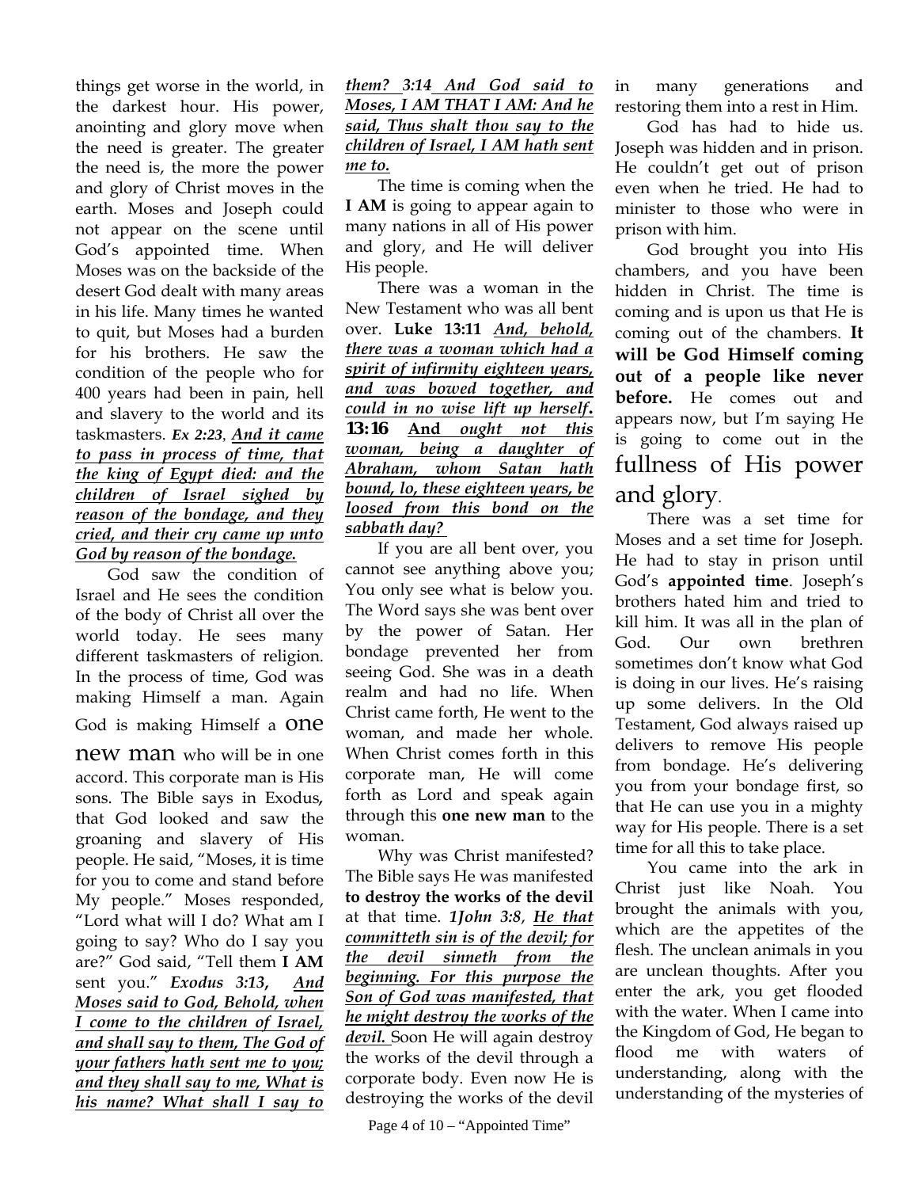things get worse in the world, in the darkest hour. His power, anointing and glory move when the need is greater. The greater the need is, the more the power and glory of Christ moves in the earth. Moses and Joseph could not appear on the scene until God's appointed time. When Moses was on the backside of the desert God dealt with many areas in his life. Many times he wanted to quit, but Moses had a burden for his brothers. He saw the condition of the people who for 400 years had been in pain, hell and slavery to the world and its taskmasters. ***Ex 2:23***, ***<u>And it came to pass in process of time, that the king of Egypt died: and the children of Israel sighed by reason of the bondage, and they cried, and their cry came up unto God by reason of the bondage.</u>***

God saw the condition of Israel and He sees the condition of the body of Christ all over the world today. He sees many different taskmasters of religion. In the process of time, God was making Himself a man. Again God is making Himself a one new man who will be in one accord. This corporate man is His sons. The Bible says in Exodus, that God looked and saw the groaning and slavery of His people. He said, "Moses, it is time for you to come and stand before My people." Moses responded, "Lord what will I do? What am I going to say? Who do I say you are?" God said, "Tell them **I AM** sent you." ***Exodus 3:13***, ***<u>And Moses said to God, Behold, when I come to the children of Israel, and shall say to them, The God of your fathers hath sent me to you; and they shall say to me, What is his name? What shall I say to them? 3:14 And God said to Moses, I AM THAT I AM: And he said, Thus shalt thou say to the children of Israel, I AM hath sent me to.</u>***

The time is coming when the **I AM** is going to appear again to many nations in all of His power and glory, and He will deliver His people.

There was a woman in the New Testament who was all bent over. **Luke 13:11** ***<u>And, behold, there was a woman which had a spirit of infirmity eighteen years, and was bowed together, and could in no wise lift up herself</u>*. 13:16** ***<u>And ought not this woman, being a daughter of Abraham, whom Satan hath bound, lo, these eighteen years, be loosed from this bond on the sabbath day?</u>***

If you are all bent over, you cannot see anything above you; You only see what is below you. The Word says she was bent over by the power of Satan. Her bondage prevented her from seeing God. She was in a death realm and had no life. When Christ came forth, He went to the woman, and made her whole. When Christ comes forth in this corporate man, He will come forth as Lord and speak again through this **one new man** to the woman.

Why was Christ manifested? The Bible says He was manifested **to destroy the works of the devil** at that time. ***1John 3:8***, ***<u>He that committeth sin is of the devil; for the devil sinneth from the beginning. For this purpose the Son of God was manifested, that he might destroy the works of the devil.</u>*** Soon He will again destroy the works of the devil through a corporate body. Even now He is destroying the works of the devil in many generations and restoring them into a rest in Him.

God has had to hide us. Joseph was hidden and in prison. He couldn't get out of prison even when he tried. He had to minister to those who were in prison with him.

God brought you into His chambers, and you have been hidden in Christ. The time is coming and is upon us that He is coming out of the chambers. **It will be God Himself coming out of a people like never before.** He comes out and appears now, but I'm saying He is going to come out in the fullness of His power and glory.

There was a set time for Moses and a set time for Joseph. He had to stay in prison until God's **appointed time**. Joseph's brothers hated him and tried to kill him. It was all in the plan of God. Our own brethren sometimes don't know what God is doing in our lives. He's raising up some delivers. In the Old Testament, God always raised up delivers to remove His people from bondage. He's delivering you from your bondage first, so that He can use you in a mighty way for His people. There is a set time for all this to take place.

You came into the ark in Christ just like Noah. You brought the animals with you, which are the appetites of the flesh. The unclean animals in you are unclean thoughts. After you enter the ark, you get flooded with the water. When I came into the Kingdom of God, He began to flood me with waters of understanding, along with the understanding of the mysteries of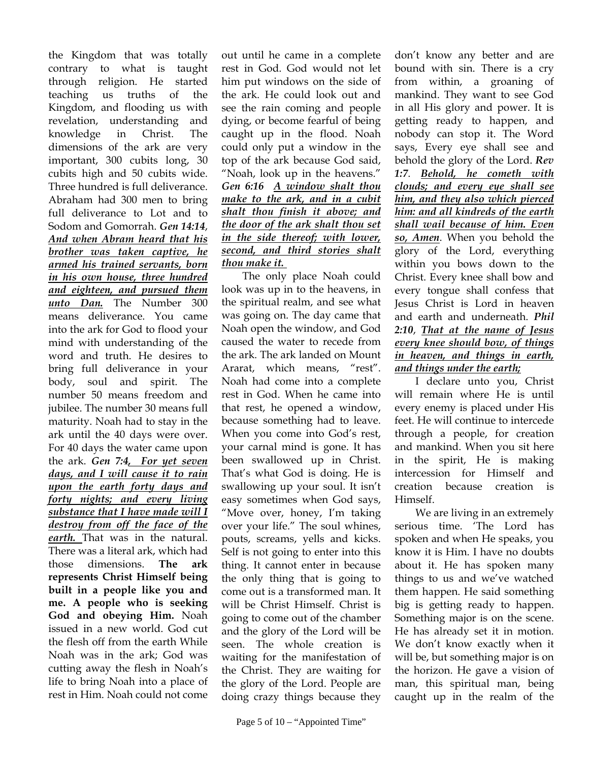the Kingdom that was totally contrary to what is taught through religion. He started teaching us truths of the Kingdom, and flooding us with revelation, understanding and knowledge in Christ. The dimensions of the ark are very important, 300 cubits long, 30 cubits high and 50 cubits wide. Three hundred is full deliverance. Abraham had 300 men to bring full deliverance to Lot and to Sodom and Gomorrah. ***Gen 14:14***, ***<u>And when Abram heard that his brother was taken captive, he armed his trained servants, born in his own house, three hundred and eighteen, and pursued them unto Dan.</u>*** The Number 300 means deliverance. You came into the ark for God to flood your mind with understanding of the word and truth. He desires to bring full deliverance in your body, soul and spirit. The number 50 means freedom and jubilee. The number 30 means full maturity. Noah had to stay in the ark until the 40 days were over. For 40 days the water came upon the ark. ***Gen 7:4<u>, For yet seven days, and I will cause it to rain upon the earth forty days and forty nights; and every living substance that I have made will I destroy from off the face of the earth.</u>*** That was in the natural. There was a literal ark, which had those dimensions. **The ark represents Christ Himself being built in a people like you and me. A people who is seeking God and obeying Him.** Noah issued in a new world. God cut the flesh off from the earth While Noah was in the ark; God was cutting away the flesh in Noah's life to bring Noah into a place of rest in Him. Noah could not come out until he came in a complete rest in God. God would not let him put windows on the side of the ark. He could look out and see the rain coming and people dying, or become fearful of being caught up in the flood. Noah could only put a window in the top of the ark because God said, "Noah, look up in the heavens." ***Gen 6:16*** ***<u>A window shalt thou make to the ark, and in a cubit shalt thou finish it above; and the door of the ark shalt thou set in the side thereof; with lower, second, and third stories shalt thou make it.</u>***

The only place Noah could look was up in to the heavens, in the spiritual realm, and see what was going on. The day came that Noah open the window, and God caused the water to recede from the ark. The ark landed on Mount Ararat, which means, "rest". Noah had come into a complete rest in God. When he came into that rest, he opened a window, because something had to leave. When you come into God's rest, your carnal mind is gone. It has been swallowed up in Christ. That's what God is doing. He is swallowing up your soul. It isn't easy sometimes when God says, "Move over, honey, I'm taking over your life." The soul whines, pouts, screams, yells and kicks. Self is not going to enter into this thing. It cannot enter in because the only thing that is going to come out is a transformed man. It will be Christ Himself. Christ is going to come out of the chamber and the glory of the Lord will be seen. The whole creation is waiting for the manifestation of the Christ. They are waiting for the glory of the Lord. People are doing crazy things because they don't know any better and are bound with sin. There is a cry from within, a groaning of mankind. They want to see God in all His glory and power. It is getting ready to happen, and nobody can stop it. The Word says, Every eye shall see and behold the glory of the Lord. ***Rev 1:7***. ***<u>Behold, he cometh with clouds; and every eye shall see him, and they also which pierced him: and all kindreds of the earth shall wail because of him. Even so, Amen</u>***. When you behold the glory of the Lord, everything within you bows down to the Christ. Every knee shall bow and every tongue shall confess that Jesus Christ is Lord in heaven and earth and underneath. ***Phil 2:10***, ***<u>That at the name of Jesus every knee should bow, of things in heaven, and things in earth, and things under the earth;</u>***

I declare unto you, Christ will remain where He is until every enemy is placed under His feet. He will continue to intercede through a people, for creation and mankind. When you sit here in the spirit, He is making intercession for Himself and creation because creation is Himself.

We are living in an extremely serious time. 'The Lord has spoken and when He speaks, you know it is Him. I have no doubts about it. He has spoken many things to us and we've watched them happen. He said something big is getting ready to happen. Something major is on the scene. He has already set it in motion. We don't know exactly when it will be, but something major is on the horizon. He gave a vision of man, this spiritual man, being caught up in the realm of the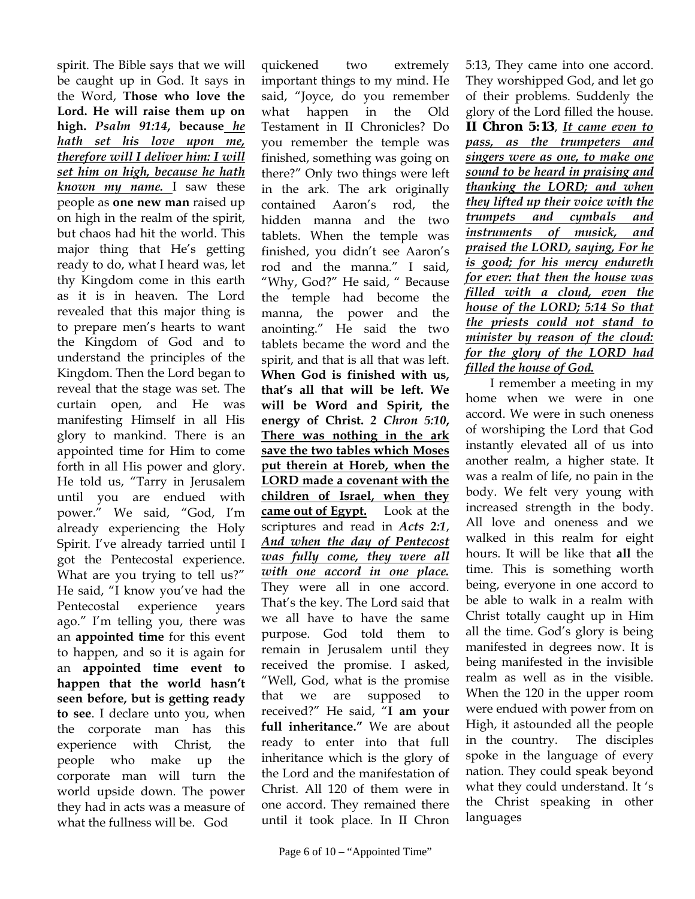spirit. The Bible says that we will be caught up in God. It says in the Word, **Those who love the Lord. He will raise them up on high.** ***Psalm 91:14*, because _he hath set his love upon me, therefore will I deliver him: I will set him on high, because he hath known my name._** I saw these people as **one new man** raised up on high in the realm of the spirit, but chaos had hit the world. This major thing that He's getting ready to do, what I heard was, let thy Kingdom come in this earth as it is in heaven. The Lord revealed that this major thing is to prepare men's hearts to want the Kingdom of God and to understand the principles of the Kingdom. Then the Lord began to reveal that the stage was set. The curtain open, and He was manifesting Himself in all His glory to mankind. There is an appointed time for Him to come forth in all His power and glory. He told us, "Tarry in Jerusalem until you are endued with power." We said, "God, I'm already experiencing the Holy Spirit. I've already tarried until I got the Pentecostal experience. What are you trying to tell us?" He said, "I know you've had the Pentecostal experience years ago." I'm telling you, there was an **appointed time** for this event to happen, and so it is again for an **appointed time event to happen that the world hasn't seen before, but is getting ready to see**. I declare unto you, when the corporate man has this experience with Christ, the people who make up the corporate man will turn the world upside down. The power they had in acts was a measure of what the fullness will be. God quickened two extremely important things to my mind. He said, "Joyce, do you remember what happen in the Old Testament in II Chronicles? Do you remember the temple was finished, something was going on there?" Only two things were left in the ark. The ark originally contained Aaron's rod, the hidden manna and the two tablets. When the temple was finished, you didn't see Aaron's rod and the manna." I said, "Why, God?" He said, " Because the temple had become the manna, the power and the anointing." He said the two tablets became the word and the spirit, and that is all that was left. **When God is finished with us, that's all that will be left. We will be Word and Spirit, the energy of Christ.** ***2 Chron 5:10*, <u>There was nothing in the ark save the two tables which Moses put therein at Horeb, when the LORD made a covenant with the children of Israel, when they came out of Egypt.</u>** Look at the scriptures and read in ***Acts 2:1***, ***<u>And when the day of Pentecost was fully come, they were all with one accord in one place.</u>*** They were all in one accord. That's the key. The Lord said that we all have to have the same purpose. God told them to remain in Jerusalem until they received the promise. I asked, "Well, God, what is the promise that we are supposed to received?" He said, "**I am your full inheritance."** We are about ready to enter into that full inheritance which is the glory of the Lord and the manifestation of Christ. All 120 of them were in one accord. They remained there until it took place. In II Chron 5:13, They came into one accord. They worshipped God, and let go of their problems. Suddenly the glory of the Lord filled the house. **II Chron 5:13**, ***<u>It came even to pass, as the trumpeters and singers were as one, to make one sound to be heard in praising and thanking the LORD; and when they lifted up their voice with the trumpets and cymbals and instruments of musick, and praised the LORD, saying, For he is good; for his mercy endureth for ever: that then the house was filled with a cloud, even the house of the LORD; 5:14 So that the priests could not stand to minister by reason of the cloud: for the glory of the LORD had filled the house of God.</u>***

I remember a meeting in my home when we were in one accord. We were in such oneness of worshiping the Lord that God instantly elevated all of us into another realm, a higher state. It was a realm of life, no pain in the body. We felt very young with increased strength in the body. All love and oneness and we walked in this realm for eight hours. It will be like that **all** the time. This is something worth being, everyone in one accord to be able to walk in a realm with Christ totally caught up in Him all the time. God's glory is being manifested in degrees now. It is being manifested in the invisible realm as well as in the visible. When the 120 in the upper room were endued with power from on High, it astounded all the people in the country. The disciples spoke in the language of every nation. They could speak beyond what they could understand. It 's the Christ speaking in other languages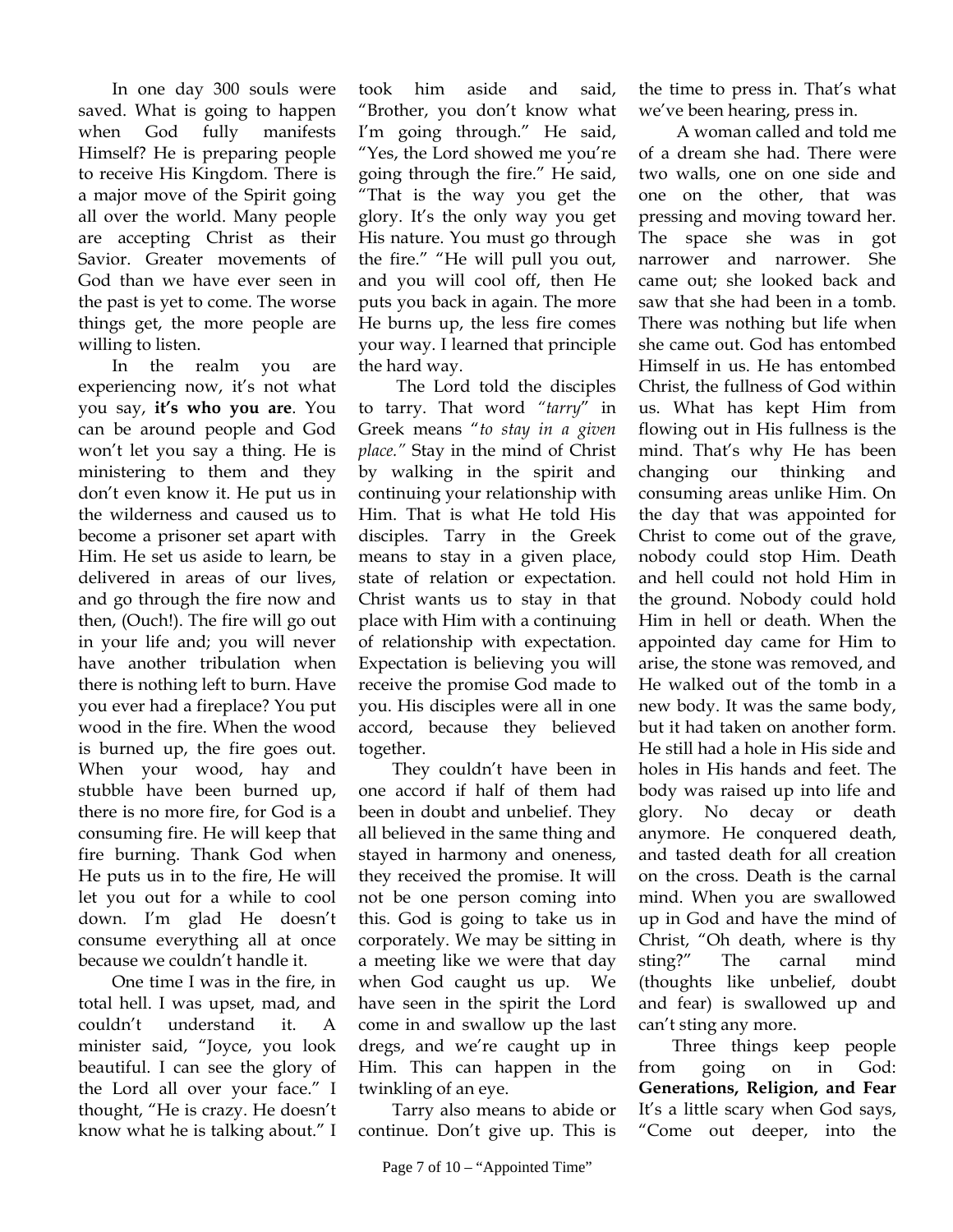In one day 300 souls were saved. What is going to happen when God fully manifests Himself? He is preparing people to receive His Kingdom. There is a major move of the Spirit going all over the world. Many people are accepting Christ as their Savior. Greater movements of God than we have ever seen in the past is yet to come. The worse things get, the more people are willing to listen.

In the realm you are experiencing now, it's not what you say, **it's who you are**. You can be around people and God won't let you say a thing. He is ministering to them and they don't even know it. He put us in the wilderness and caused us to become a prisoner set apart with Him. He set us aside to learn, be delivered in areas of our lives, and go through the fire now and then, (Ouch!). The fire will go out in your life and; you will never have another tribulation when there is nothing left to burn. Have you ever had a fireplace? You put wood in the fire. When the wood is burned up, the fire goes out. When your wood, hay and stubble have been burned up, there is no more fire, for God is a consuming fire. He will keep that fire burning. Thank God when He puts us in to the fire, He will let you out for a while to cool down. I'm glad He doesn't consume everything all at once because we couldn't handle it.

One time I was in the fire, in total hell. I was upset, mad, and couldn't understand it. A minister said, "Joyce, you look beautiful. I can see the glory of the Lord all over your face." I thought, "He is crazy. He doesn't know what he is talking about." I took him aside and said, "Brother, you don't know what I'm going through." He said, "Yes, the Lord showed me you're going through the fire." He said, "That is the way you get the glory. It's the only way you get His nature. You must go through the fire." "He will pull you out, and you will cool off, then He puts you back in again. The more He burns up, the less fire comes your way. I learned that principle the hard way.

The Lord told the disciples to tarry. That word *"tarry"* in Greek means "*to stay in a given place."* Stay in the mind of Christ by walking in the spirit and continuing your relationship with Him. That is what He told His disciples. Tarry in the Greek means to stay in a given place, state of relation or expectation. Christ wants us to stay in that place with Him with a continuing of relationship with expectation. Expectation is believing you will receive the promise God made to you. His disciples were all in one accord, because they believed together.

They couldn't have been in one accord if half of them had been in doubt and unbelief. They all believed in the same thing and stayed in harmony and oneness, they received the promise. It will not be one person coming into this. God is going to take us in corporately. We may be sitting in a meeting like we were that day when God caught us up. We have seen in the spirit the Lord come in and swallow up the last dregs, and we're caught up in Him. This can happen in the twinkling of an eye.

Tarry also means to abide or continue. Don't give up. This is the time to press in. That's what we've been hearing, press in.

A woman called and told me of a dream she had. There were two walls, one on one side and one on the other, that was pressing and moving toward her. The space she was in got narrower and narrower. She came out; she looked back and saw that she had been in a tomb. There was nothing but life when she came out. God has entombed Himself in us. He has entombed Christ, the fullness of God within us. What has kept Him from flowing out in His fullness is the mind. That's why He has been changing our thinking and consuming areas unlike Him. On the day that was appointed for Christ to come out of the grave, nobody could stop Him. Death and hell could not hold Him in the ground. Nobody could hold Him in hell or death. When the appointed day came for Him to arise, the stone was removed, and He walked out of the tomb in a new body. It was the same body, but it had taken on another form. He still had a hole in His side and holes in His hands and feet. The body was raised up into life and glory. No decay or death anymore. He conquered death, and tasted death for all creation on the cross. Death is the carnal mind. When you are swallowed up in God and have the mind of Christ, "Oh death, where is thy sting?" The carnal mind (thoughts like unbelief, doubt and fear) is swallowed up and can't sting any more.

Three things keep people from going on in God: **Generations, Religion, and Fear** It's a little scary when God says, "Come out deeper, into the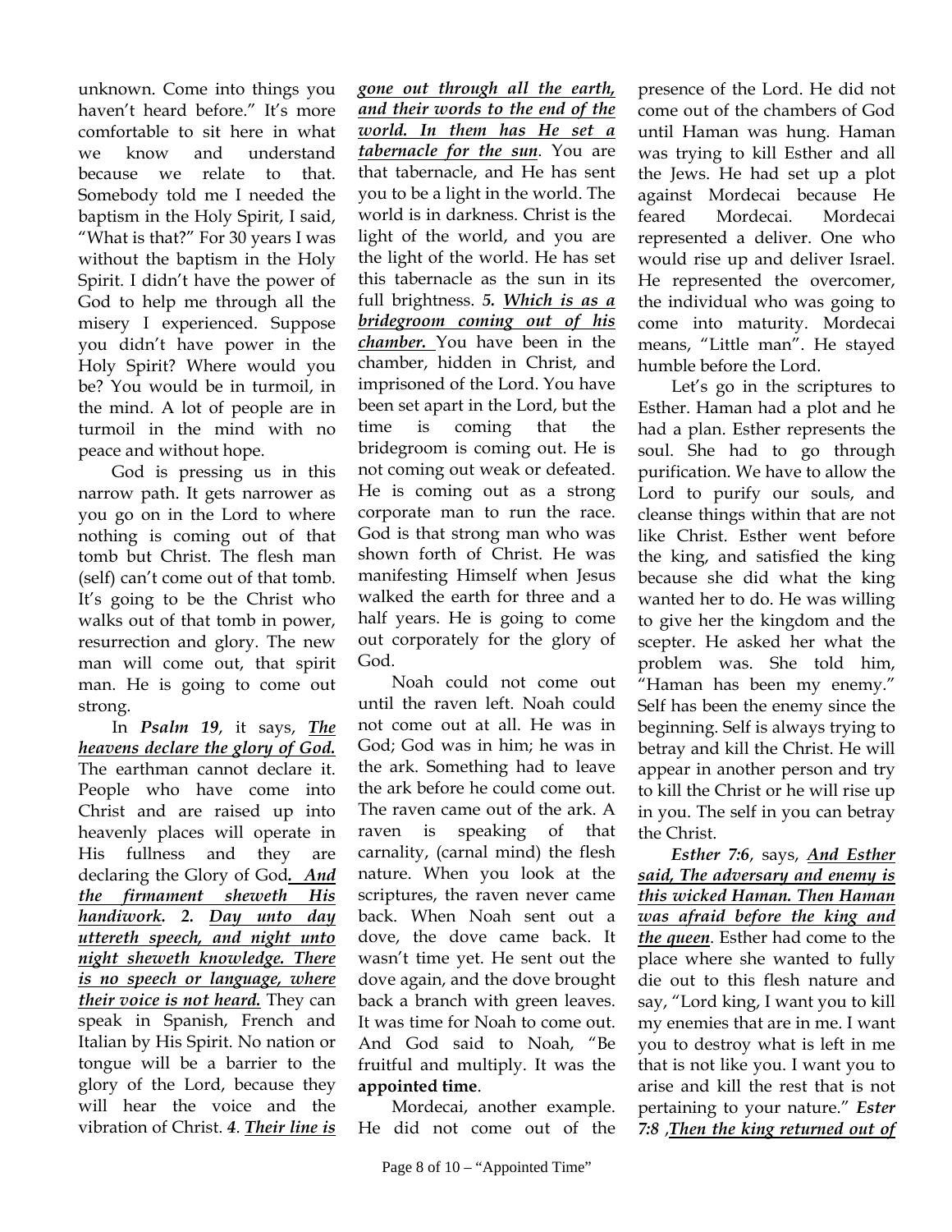unknown. Come into things you haven't heard before." It's more comfortable to sit here in what we know and understand because we relate to that. Somebody told me I needed the baptism in the Holy Spirit, I said, "What is that?" For 30 years I was without the baptism in the Holy Spirit. I didn't have the power of God to help me through all the misery I experienced. Suppose you didn't have power in the Holy Spirit? Where would you be? You would be in turmoil, in the mind. A lot of people are in turmoil in the mind with no peace and without hope.

God is pressing us in this narrow path. It gets narrower as you go on in the Lord to where nothing is coming out of that tomb but Christ. The flesh man (self) can't come out of that tomb. It's going to be the Christ who walks out of that tomb in power, resurrection and glory. The new man will come out, that spirit man. He is going to come out strong.

In ***Psalm 19***, it says, ***The heavens declare the glory of God.*** The earthman cannot declare it. People who have come into Christ and are raised up into heavenly places will operate in His fullness and they are declaring the Glory of God***. And the firmament sheweth His handiwork. 2. Day unto day uttereth speech, and night unto night sheweth knowledge. There is no speech or language, where their voice is not heard.*** They can speak in Spanish, French and Italian by His Spirit. No nation or tongue will be a barrier to the glory of the Lord, because they will hear the voice and the vibration of Christ. ***4. Their line is gone out through all the earth, and their words to the end of the world. In them has He set a tabernacle for the sun***. You are that tabernacle, and He has sent you to be a light in the world. The world is in darkness. Christ is the light of the world, and you are the light of the world. He has set this tabernacle as the sun in its full brightness. ***5. Which is as a bridegroom coming out of his chamber.*** You have been in the chamber, hidden in Christ, and imprisoned of the Lord. You have been set apart in the Lord, but the time is coming that the bridegroom is coming out. He is not coming out weak or defeated. He is coming out as a strong corporate man to run the race. God is that strong man who was shown forth of Christ. He was manifesting Himself when Jesus walked the earth for three and a half years. He is going to come out corporately for the glory of God.

Noah could not come out until the raven left. Noah could not come out at all. He was in God; God was in him; he was in the ark. Something had to leave the ark before he could come out. The raven came out of the ark. A raven is speaking of that carnality, (carnal mind) the flesh nature. When you look at the scriptures, the raven never came back. When Noah sent out a dove, the dove came back. It wasn't time yet. He sent out the dove again, and the dove brought back a branch with green leaves. It was time for Noah to come out. And God said to Noah, "Be fruitful and multiply. It was the **appointed time**.

Mordecai, another example. He did not come out of the presence of the Lord. He did not come out of the chambers of God until Haman was hung. Haman was trying to kill Esther and all the Jews. He had set up a plot against Mordecai because He feared Mordecai. Mordecai represented a deliver. One who would rise up and deliver Israel. He represented the overcomer, the individual who was going to come into maturity. Mordecai means, "Little man". He stayed humble before the Lord.

Let's go in the scriptures to Esther. Haman had a plot and he had a plan. Esther represents the soul. She had to go through purification. We have to allow the Lord to purify our souls, and cleanse things within that are not like Christ. Esther went before the king, and satisfied the king because she did what the king wanted her to do. He was willing to give her the kingdom and the scepter. He asked her what the problem was. She told him, "Haman has been my enemy." Self has been the enemy since the beginning. Self is always trying to betray and kill the Christ. He will appear in another person and try to kill the Christ or he will rise up in you. The self in you can betray the Christ.

***Esther 7:6***, says, ***And Esther said, The adversary and enemy is this wicked Haman. Then Haman was afraid before the king and the queen***. Esther had come to the place where she wanted to fully die out to this flesh nature and say, "Lord king, I want you to kill my enemies that are in me. I want you to destroy what is left in me that is not like you. I want you to arise and kill the rest that is not pertaining to your nature." ***Ester 7:8*** ,***Then the king returned out of***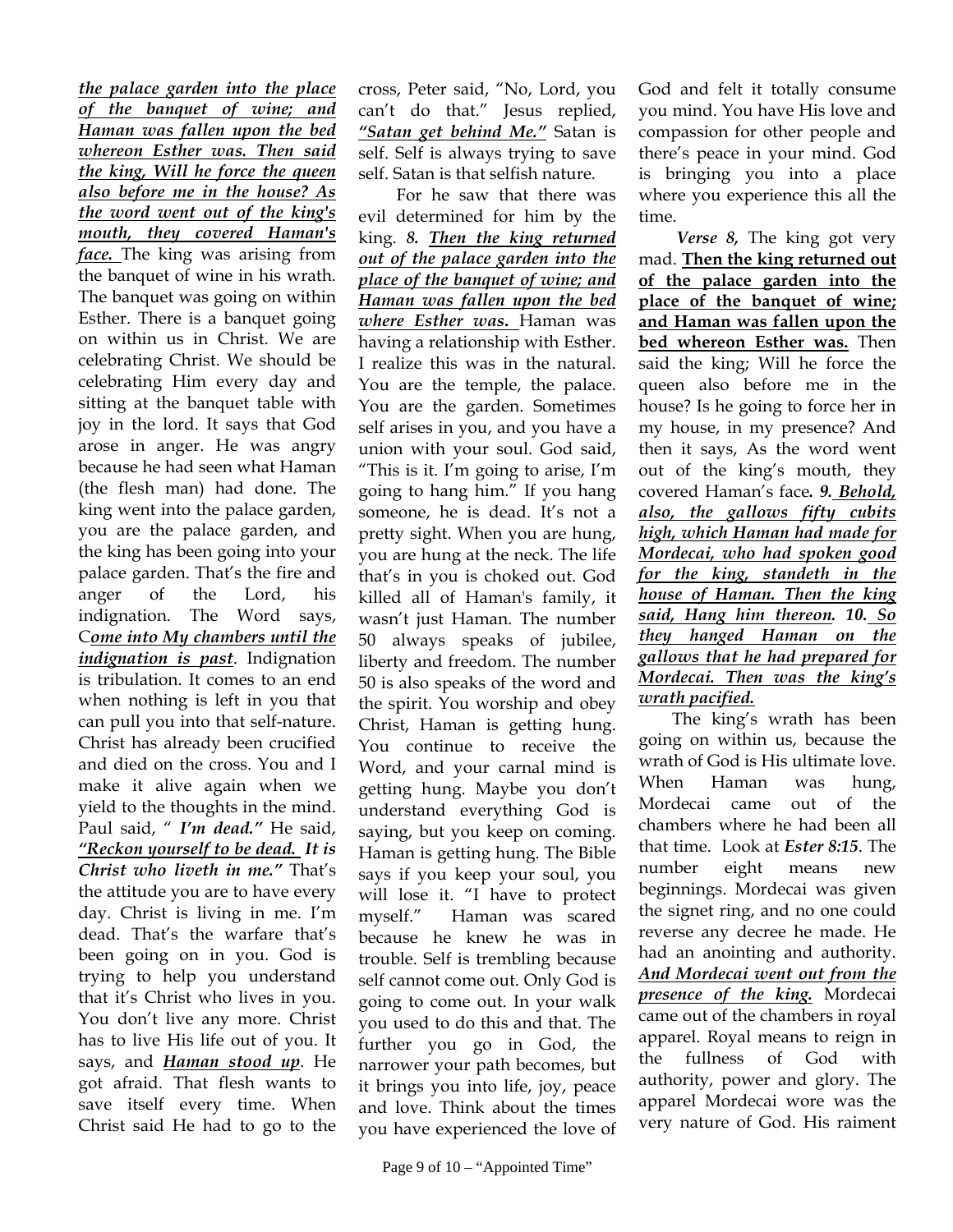***the palace garden into the place of the banquet of wine; and Haman was fallen upon the bed whereon Esther was. Then said the king, Will he force the queen also before me in the house? As the word went out of the king's mouth, they covered Haman's face.*** The king was arising from the banquet of wine in his wrath. The banquet was going on within Esther. There is a banquet going on within us in Christ. We are celebrating Christ. We should be celebrating Him every day and sitting at the banquet table with joy in the lord. It says that God arose in anger. He was angry because he had seen what Haman (the flesh man) had done. The king went into the palace garden, you are the palace garden, and the king has been going into your palace garden. That's the fire and anger of the Lord, his indignation. The Word says, C***ome into My chambers until the indignation is past***. Indignation is tribulation. It comes to an end when nothing is left in you that can pull you into that self-nature. Christ has already been crucified and died on the cross. You and I make it alive again when we yield to the thoughts in the mind. Paul said, " ***I'm dead."*** He said, ***"Reckon yourself to be dead. It is Christ who liveth in me."*** That's the attitude you are to have every day. Christ is living in me. I'm dead. That's the warfare that's been going on in you. God is trying to help you understand that it's Christ who lives in you. You don't live any more. Christ has to live His life out of you. It says, and ***Haman stood up***. He got afraid. That flesh wants to save itself every time. When Christ said He had to go to the cross, Peter said, "No, Lord, you can't do that." Jesus replied, ***"Satan get behind Me."*** Satan is self. Self is always trying to save self. Satan is that selfish nature.

For he saw that there was evil determined for him by the king. ***8. Then the king returned out of the palace garden into the place of the banquet of wine; and Haman was fallen upon the bed where Esther was.*** Haman was having a relationship with Esther. I realize this was in the natural. You are the temple, the palace. You are the garden. Sometimes self arises in you, and you have a union with your soul. God said, "This is it. I'm going to arise, I'm going to hang him." If you hang someone, he is dead. It's not a pretty sight. When you are hung, you are hung at the neck. The life that's in you is choked out. God killed all of Haman's family, it wasn't just Haman. The number 50 always speaks of jubilee, liberty and freedom. The number 50 is also speaks of the word and the spirit. You worship and obey Christ, Haman is getting hung. You continue to receive the Word, and your carnal mind is getting hung. Maybe you don't understand everything God is saying, but you keep on coming. Haman is getting hung. The Bible says if you keep your soul, you will lose it. "I have to protect myself." Haman was scared because he knew he was in trouble. Self is trembling because self cannot come out. Only God is going to come out. In your walk you used to do this and that. The further you go in God, the narrower your path becomes, but it brings you into life, joy, peace and love. Think about the times you have experienced the love of God and felt it totally consume you mind. You have His love and compassion for other people and there's peace in your mind. God is bringing you into a place where you experience this all the time.

***Verse 8***, The king got very mad. **Then the king returned out of the palace garden into the place of the banquet of wine; and Haman was fallen upon the bed whereon Esther was.** Then said the king; Will he force the queen also before me in the house? Is he going to force her in my house, in my presence? And then it says, As the word went out of the king's mouth, they covered Haman's face***. 9. Behold, also, the gallows fifty cubits high, which Haman had made for Mordecai, who had spoken good for the king, standeth in the house of Haman. Then the king said, Hang him thereon. 10. So they hanged Haman on the gallows that he had prepared for Mordecai. Then was the king's wrath pacified.***

The king's wrath has been going on within us, because the wrath of God is His ultimate love. When Haman was hung, Mordecai came out of the chambers where he had been all that time. Look at ***Ester 8:15***. The number eight means new beginnings. Mordecai was given the signet ring, and no one could reverse any decree he made. He had an anointing and authority. ***And Mordecai went out from the presence of the king.*** Mordecai came out of the chambers in royal apparel. Royal means to reign in the fullness of God with authority, power and glory. The apparel Mordecai wore was the very nature of God. His raiment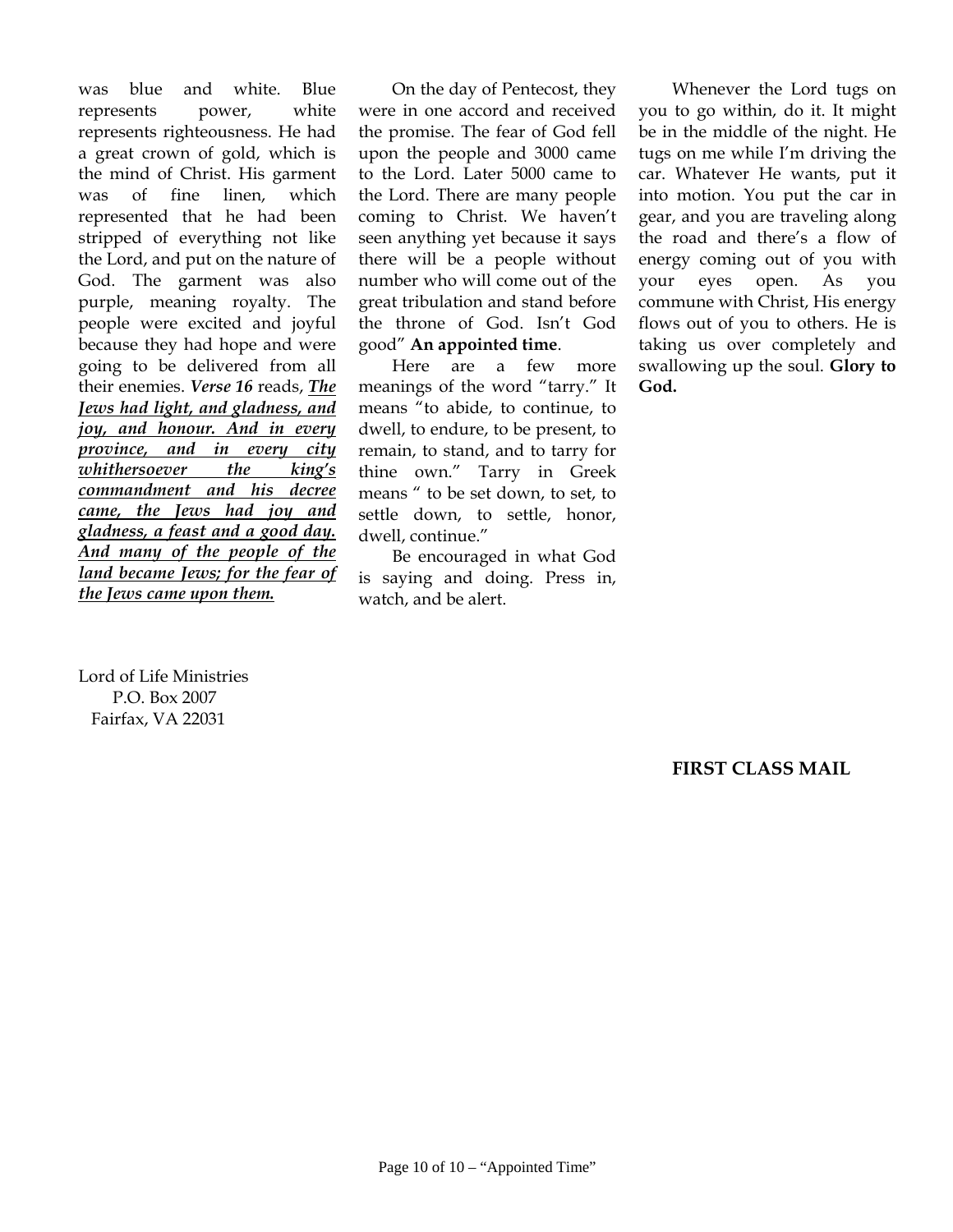was blue and white. Blue represents power, white represents righteousness. He had a great crown of gold, which is the mind of Christ. His garment was of fine linen, which represented that he had been stripped of everything not like the Lord, and put on the nature of God. The garment was also purple, meaning royalty. The people were excited and joyful because they had hope and were going to be delivered from all their enemies. ***Verse 16*** reads, ***<u>The Jews had light, and gladness, and joy, and honour. And in every province, and in every city whithersoever the king's commandment and his decree came, the Jews had joy and gladness, a feast and a good day. And many of the people of the land became Jews; for the fear of the Jews came upon them.</u>***

On the day of Pentecost, they were in one accord and received the promise. The fear of God fell upon the people and 3000 came to the Lord. Later 5000 came to the Lord. There are many people coming to Christ. We haven't seen anything yet because it says there will be a people without number who will come out of the great tribulation and stand before the throne of God. Isn't God good" **An appointed time**.

Here are a few more meanings of the word "tarry." It means "to abide, to continue, to dwell, to endure, to be present, to remain, to stand, and to tarry for thine own." Tarry in Greek means " to be set down, to set, to settle down, to settle, honor, dwell, continue."

Be encouraged in what God is saying and doing. Press in, watch, and be alert.

Whenever the Lord tugs on you to go within, do it. It might be in the middle of the night. He tugs on me while I'm driving the car. Whatever He wants, put it into motion. You put the car in gear, and you are traveling along the road and there's a flow of energy coming out of you with your eyes open. As you commune with Christ, His energy flows out of you to others. He is taking us over completely and swallowing up the soul. **Glory to God.**

Lord of Life Ministries
P.O. Box 2007
Fairfax, VA 22031

**FIRST CLASS MAIL**